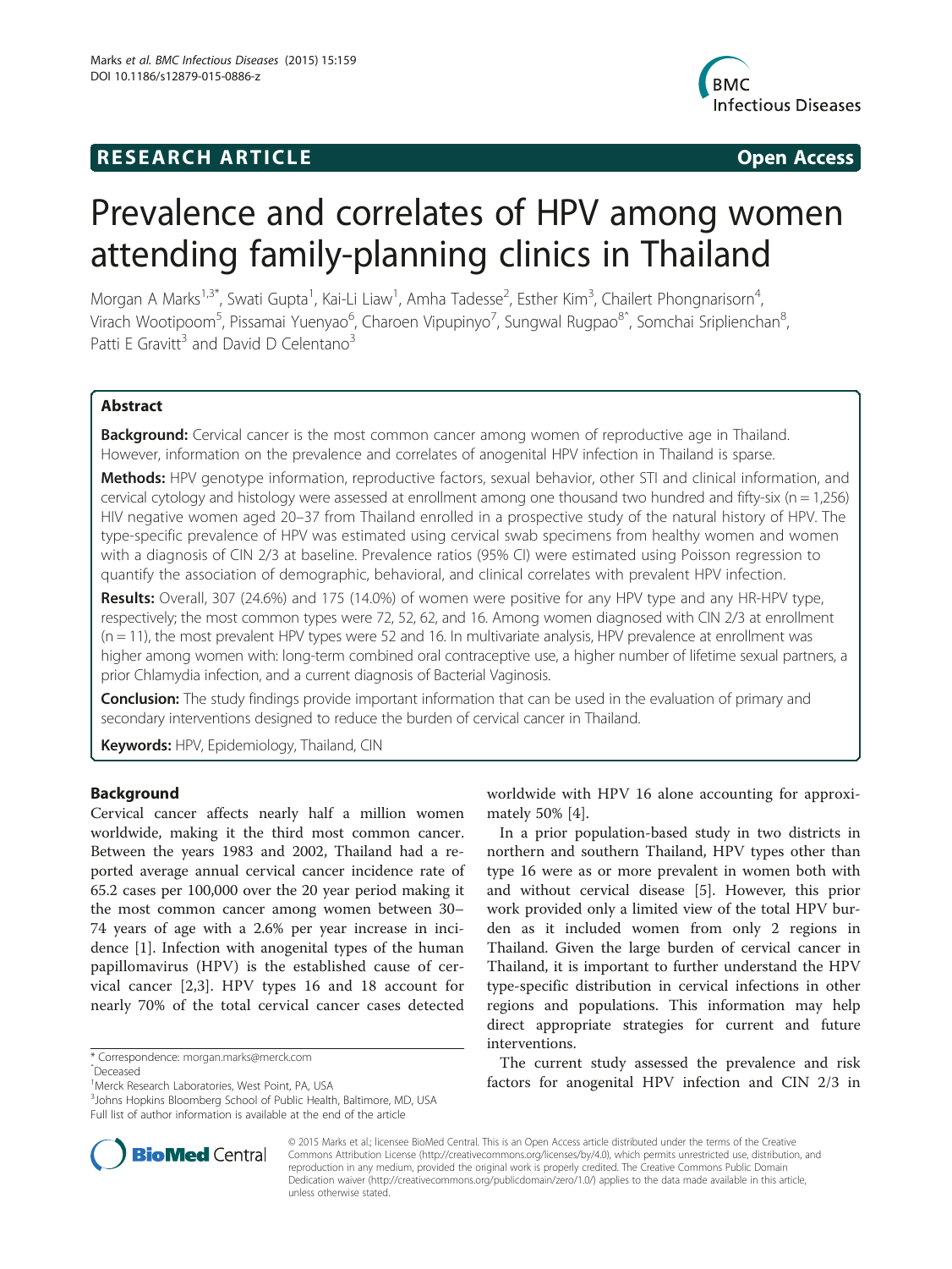**RESEARCH ARTICLE** **Open Access**

# Prevalence and correlates of HPV among women attending family-planning clinics in Thailand

Morgan A Marks[1,3*], Swati Gupta[1], Kai-Li Liaw[1], Amha Tadesse[2], Esther Kim[3], Chailert Phongnarisorn[4], Virach Wootipoom[5], Pissamai Yuenyao[6], Charoen Vipupinyo[7], Sungwal Rugpao[8^], Somchai Sriplienchan[8], Patti E Gravitt[3] and David D Celentano[3]

## Abstract

**Background:** Cervical cancer is the most common cancer among women of reproductive age in Thailand. However, information on the prevalence and correlates of anogenital HPV infection in Thailand is sparse.

**Methods:** HPV genotype information, reproductive factors, sexual behavior, other STI and clinical information, and cervical cytology and histology were assessed at enrollment among one thousand two hundred and fifty-six (n = 1,256) HIV negative women aged 20–37 from Thailand enrolled in a prospective study of the natural history of HPV. The type-specific prevalence of HPV was estimated using cervical swab specimens from healthy women and women with a diagnosis of CIN 2/3 at baseline. Prevalence ratios (95% CI) were estimated using Poisson regression to quantify the association of demographic, behavioral, and clinical correlates with prevalent HPV infection.

**Results:** Overall, 307 (24.6%) and 175 (14.0%) of women were positive for any HPV type and any HR-HPV type, respectively; the most common types were 72, 52, 62, and 16. Among women diagnosed with CIN 2/3 at enrollment (n = 11), the most prevalent HPV types were 52 and 16. In multivariate analysis, HPV prevalence at enrollment was higher among women with: long-term combined oral contraceptive use, a higher number of lifetime sexual partners, a prior Chlamydia infection, and a current diagnosis of Bacterial Vaginosis.

**Conclusion:** The study findings provide important information that can be used in the evaluation of primary and secondary interventions designed to reduce the burden of cervical cancer in Thailand.

**Keywords:** HPV, Epidemiology, Thailand, CIN

## Background

Cervical cancer affects nearly half a million women worldwide, making it the third most common cancer. Between the years 1983 and 2002, Thailand had a reported average annual cervical cancer incidence rate of 65.2 cases per 100,000 over the 20 year period making it the most common cancer among women between 30–74 years of age with a 2.6% per year increase in incidence [1]. Infection with anogenital types of the human papillomavirus (HPV) is the established cause of cervical cancer [2,3]. HPV types 16 and 18 account for nearly 70% of the total cervical cancer cases detected worldwide with HPV 16 alone accounting for approximately 50% [4].

In a prior population-based study in two districts in northern and southern Thailand, HPV types other than type 16 were as or more prevalent in women both with and without cervical disease [5]. However, this prior work provided only a limited view of the total HPV burden as it included women from only 2 regions in Thailand. Given the large burden of cervical cancer in Thailand, it is important to further understand the HPV type-specific distribution in cervical infections in other regions and populations. This information may help direct appropriate strategies for current and future interventions.

The current study assessed the prevalence and risk factors for anogenital HPV infection and CIN 2/3 in

\* Correspondence: morgan.marks@merck.com
^Deceased
[1]Merck Research Laboratories, West Point, PA, USA
[3]Johns Hopkins Bloomberg School of Public Health, Baltimore, MD, USA
Full list of author information is available at the end of the article

© 2015 Marks et al.; licensee BioMed Central. This is an Open Access article distributed under the terms of the Creative Commons Attribution License (http://creativecommons.org/licenses/by/4.0), which permits unrestricted use, distribution, and reproduction in any medium, provided the original work is properly credited. The Creative Commons Public Domain Dedication waiver (http://creativecommons.org/publicdomain/zero/1.0/) applies to the data made available in this article, unless otherwise stated.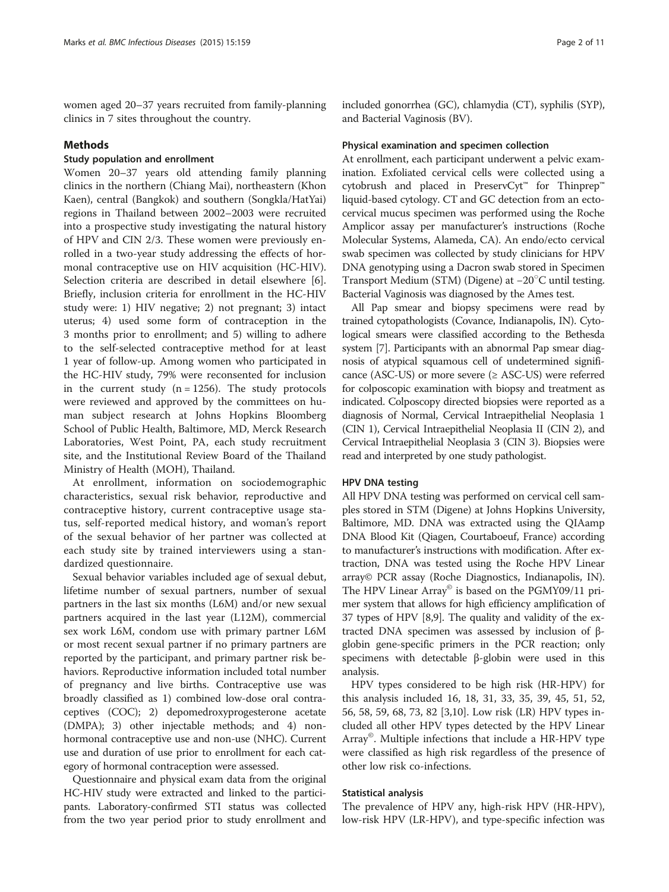women aged 20–37 years recruited from family-planning clinics in 7 sites throughout the country.

## Methods

### Study population and enrollment

Women 20–37 years old attending family planning clinics in the northern (Chiang Mai), northeastern (Khon Kaen), central (Bangkok) and southern (Songkla/HatYai) regions in Thailand between 2002–2003 were recruited into a prospective study investigating the natural history of HPV and CIN 2/3. These women were previously enrolled in a two-year study addressing the effects of hormonal contraceptive use on HIV acquisition (HC-HIV). Selection criteria are described in detail elsewhere [6]. Briefly, inclusion criteria for enrollment in the HC-HIV study were: 1) HIV negative; 2) not pregnant; 3) intact uterus; 4) used some form of contraception in the 3 months prior to enrollment; and 5) willing to adhere to the self-selected contraceptive method for at least 1 year of follow-up. Among women who participated in the HC-HIV study, 79% were reconsented for inclusion in the current study (n = 1256). The study protocols were reviewed and approved by the committees on human subject research at Johns Hopkins Bloomberg School of Public Health, Baltimore, MD, Merck Research Laboratories, West Point, PA, each study recruitment site, and the Institutional Review Board of the Thailand Ministry of Health (MOH), Thailand.

At enrollment, information on sociodemographic characteristics, sexual risk behavior, reproductive and contraceptive history, current contraceptive usage status, self-reported medical history, and woman's report of the sexual behavior of her partner was collected at each study site by trained interviewers using a standardized questionnaire.

Sexual behavior variables included age of sexual debut, lifetime number of sexual partners, number of sexual partners in the last six months (L6M) and/or new sexual partners acquired in the last year (L12M), commercial sex work L6M, condom use with primary partner L6M or most recent sexual partner if no primary partners are reported by the participant, and primary partner risk behaviors. Reproductive information included total number of pregnancy and live births. Contraceptive use was broadly classified as 1) combined low-dose oral contraceptives (COC); 2) depomedroxyprogesterone acetate (DMPA); 3) other injectable methods; and 4) non-hormonal contraceptive use and non-use (NHC). Current use and duration of use prior to enrollment for each category of hormonal contraception were assessed.

Questionnaire and physical exam data from the original HC-HIV study were extracted and linked to the participants. Laboratory-confirmed STI status was collected from the two year period prior to study enrollment and included gonorrhea (GC), chlamydia (CT), syphilis (SYP), and Bacterial Vaginosis (BV).

### Physical examination and specimen collection

At enrollment, each participant underwent a pelvic examination. Exfoliated cervical cells were collected using a cytobrush and placed in PreservCyt™ for Thinprep™ liquid-based cytology. CT and GC detection from an ectocervical mucus specimen was performed using the Roche Amplicor assay per manufacturer's instructions (Roche Molecular Systems, Alameda, CA). An endo/ecto cervical swab specimen was collected by study clinicians for HPV DNA genotyping using a Dacron swab stored in Specimen Transport Medium (STM) (Digene) at −20°C until testing. Bacterial Vaginosis was diagnosed by the Ames test.

All Pap smear and biopsy specimens were read by trained cytopathologists (Covance, Indianapolis, IN). Cytological smears were classified according to the Bethesda system [7]. Participants with an abnormal Pap smear diagnosis of atypical squamous cell of undetermined significance (ASC-US) or more severe (≥ ASC-US) were referred for colposcopic examination with biopsy and treatment as indicated. Colposcopy directed biopsies were reported as a diagnosis of Normal, Cervical Intraepithelial Neoplasia 1 (CIN 1), Cervical Intraepithelial Neoplasia II (CIN 2), and Cervical Intraepithelial Neoplasia 3 (CIN 3). Biopsies were read and interpreted by one study pathologist.

### HPV DNA testing

All HPV DNA testing was performed on cervical cell samples stored in STM (Digene) at Johns Hopkins University, Baltimore, MD. DNA was extracted using the QIAamp DNA Blood Kit (Qiagen, Courtaboeuf, France) according to manufacturer's instructions with modification. After extraction, DNA was tested using the Roche HPV Linear array© PCR assay (Roche Diagnostics, Indianapolis, IN). The HPV Linear Array© is based on the PGMY09/11 primer system that allows for high efficiency amplification of 37 types of HPV [8,9]. The quality and validity of the extracted DNA specimen was assessed by inclusion of β-globin gene-specific primers in the PCR reaction; only specimens with detectable β-globin were used in this analysis.

HPV types considered to be high risk (HR-HPV) for this analysis included 16, 18, 31, 33, 35, 39, 45, 51, 52, 56, 58, 59, 68, 73, 82 [3,10]. Low risk (LR) HPV types included all other HPV types detected by the HPV Linear Array©. Multiple infections that include a HR-HPV type were classified as high risk regardless of the presence of other low risk co-infections.

### Statistical analysis

The prevalence of HPV any, high-risk HPV (HR-HPV), low-risk HPV (LR-HPV), and type-specific infection was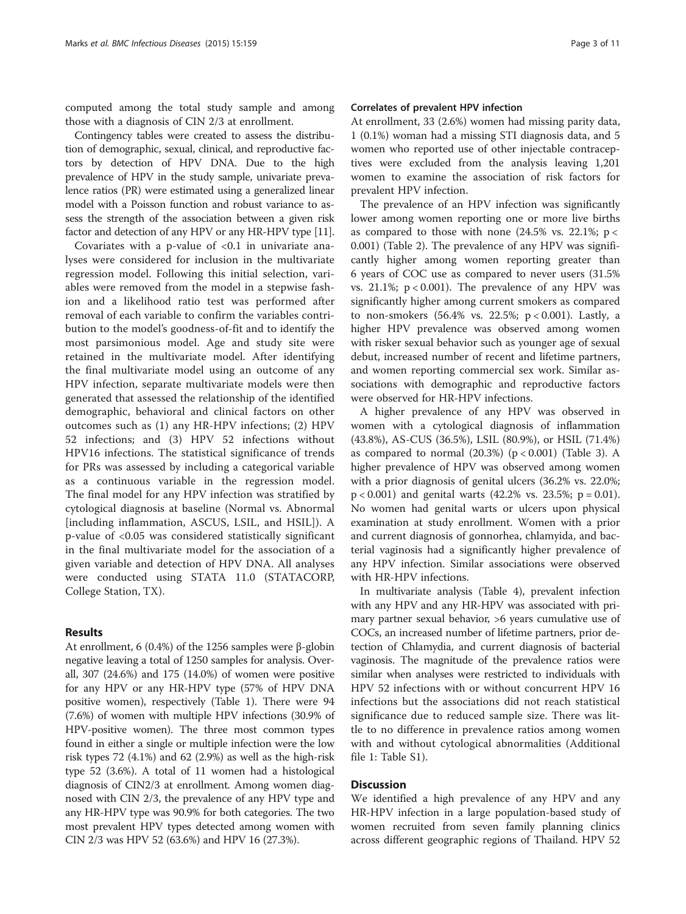computed among the total study sample and among those with a diagnosis of CIN 2/3 at enrollment.

Contingency tables were created to assess the distribution of demographic, sexual, clinical, and reproductive factors by detection of HPV DNA. Due to the high prevalence of HPV in the study sample, univariate prevalence ratios (PR) were estimated using a generalized linear model with a Poisson function and robust variance to assess the strength of the association between a given risk factor and detection of any HPV or any HR-HPV type [11].

Covariates with a p-value of <0.1 in univariate analyses were considered for inclusion in the multivariate regression model. Following this initial selection, variables were removed from the model in a stepwise fashion and a likelihood ratio test was performed after removal of each variable to confirm the variables contribution to the model's goodness-of-fit and to identify the most parsimonious model. Age and study site were retained in the multivariate model. After identifying the final multivariate model using an outcome of any HPV infection, separate multivariate models were then generated that assessed the relationship of the identified demographic, behavioral and clinical factors on other outcomes such as (1) any HR-HPV infections; (2) HPV 52 infections; and (3) HPV 52 infections without HPV16 infections. The statistical significance of trends for PRs was assessed by including a categorical variable as a continuous variable in the regression model. The final model for any HPV infection was stratified by cytological diagnosis at baseline (Normal vs. Abnormal [including inflammation, ASCUS, LSIL, and HSIL]). A p-value of <0.05 was considered statistically significant in the final multivariate model for the association of a given variable and detection of HPV DNA. All analyses were conducted using STATA 11.0 (STATACORP, College Station, TX).

## Results

At enrollment, 6 (0.4%) of the 1256 samples were β-globin negative leaving a total of 1250 samples for analysis. Overall, 307 (24.6%) and 175 (14.0%) of women were positive for any HPV or any HR-HPV type (57% of HPV DNA positive women), respectively (Table 1). There were 94 (7.6%) of women with multiple HPV infections (30.9% of HPV-positive women). The three most common types found in either a single or multiple infection were the low risk types 72 (4.1%) and 62 (2.9%) as well as the high-risk type 52 (3.6%). A total of 11 women had a histological diagnosis of CIN2/3 at enrollment. Among women diagnosed with CIN 2/3, the prevalence of any HPV type and any HR-HPV type was 90.9% for both categories. The two most prevalent HPV types detected among women with CIN 2/3 was HPV 52 (63.6%) and HPV 16 (27.3%).

### Correlates of prevalent HPV infection

At enrollment, 33 (2.6%) women had missing parity data, 1 (0.1%) woman had a missing STI diagnosis data, and 5 women who reported use of other injectable contraceptives were excluded from the analysis leaving 1,201 women to examine the association of risk factors for prevalent HPV infection.

The prevalence of an HPV infection was significantly lower among women reporting one or more live births as compared to those with none (24.5% vs. 22.1%; $p < 0.001$) (Table 2). The prevalence of any HPV was significantly higher among women reporting greater than 6 years of COC use as compared to never users (31.5% vs. 21.1%; $p < 0.001$). The prevalence of any HPV was significantly higher among current smokers as compared to non-smokers (56.4% vs. 22.5%; $p < 0.001$). Lastly, a higher HPV prevalence was observed among women with risker sexual behavior such as younger age of sexual debut, increased number of recent and lifetime partners, and women reporting commercial sex work. Similar associations with demographic and reproductive factors were observed for HR-HPV infections.

A higher prevalence of any HPV was observed in women with a cytological diagnosis of inflammation (43.8%), AS-CUS (36.5%), LSIL (80.9%), or HSIL (71.4%) as compared to normal (20.3%) ($p < 0.001$) (Table 3). A higher prevalence of HPV was observed among women with a prior diagnosis of genital ulcers (36.2% vs. 22.0%; $p < 0.001$) and genital warts (42.2% vs. 23.5%; $p = 0.01$). No women had genital warts or ulcers upon physical examination at study enrollment. Women with a prior and current diagnosis of gonnorhea, chlamyida, and bacterial vaginosis had a significantly higher prevalence of any HPV infection. Similar associations were observed with HR-HPV infections.

In multivariate analysis (Table 4), prevalent infection with any HPV and any HR-HPV was associated with primary partner sexual behavior, >6 years cumulative use of COCs, an increased number of lifetime partners, prior detection of Chlamydia, and current diagnosis of bacterial vaginosis. The magnitude of the prevalence ratios were similar when analyses were restricted to individuals with HPV 52 infections with or without concurrent HPV 16 infections but the associations did not reach statistical significance due to reduced sample size. There was little to no difference in prevalence ratios among women with and without cytological abnormalities (Additional file 1: Table S1).

## Discussion

We identified a high prevalence of any HPV and any HR-HPV infection in a large population-based study of women recruited from seven family planning clinics across different geographic regions of Thailand. HPV 52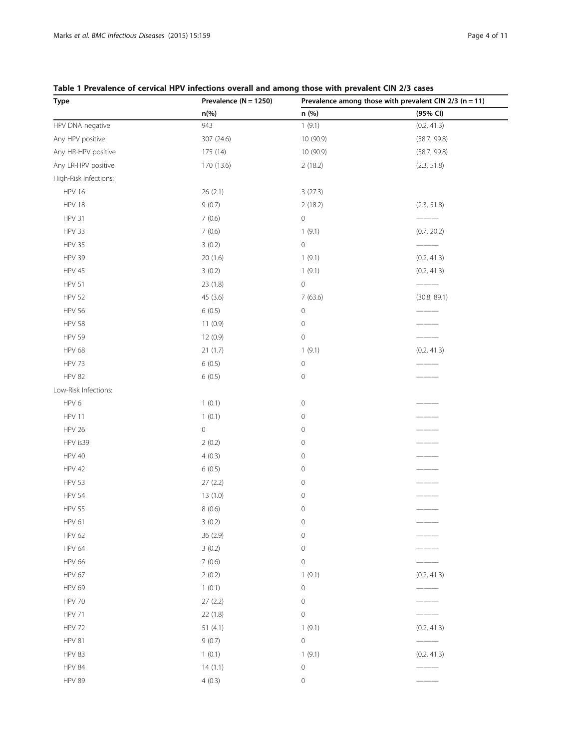**Table 1 Prevalence of cervical HPV infections overall and among those with prevalent CIN 2/3 cases**

| Type | Prevalence (N = 1250) | Prevalence among those with prevalent CIN 2/3 (n = 11) | |
|---|---|---|---|
| | n(%) | n (%) | (95% CI) |
| HPV DNA negative | 943 | 1 (9.1) | (0.2, 41.3) |
| Any HPV positive | 307 (24.6) | 10 (90.9) | (58.7, 99.8) |
| Any HR-HPV positive | 175 (14) | 10 (90.9) | (58.7, 99.8) |
| Any LR-HPV positive | 170 (13.6) | 2 (18.2) | (2.3, 51.8) |
| High-Risk Infections: | | | |
| HPV 16 | 26 (2.1) | 3 (27.3) | |
| HPV 18 | 9 (0.7) | 2 (18.2) | (2.3, 51.8) |
| HPV 31 | 7 (0.6) | 0 | ——— |
| HPV 33 | 7 (0.6) | 1 (9.1) | (0.7, 20.2) |
| HPV 35 | 3 (0.2) | 0 | ——— |
| HPV 39 | 20 (1.6) | 1 (9.1) | (0.2, 41.3) |
| HPV 45 | 3 (0.2) | 1 (9.1) | (0.2, 41.3) |
| HPV 51 | 23 (1.8) | 0 | ——— |
| HPV 52 | 45 (3.6) | 7 (63.6) | (30.8, 89.1) |
| HPV 56 | 6 (0.5) | 0 | ——— |
| HPV 58 | 11 (0.9) | 0 | ——— |
| HPV 59 | 12 (0.9) | 0 | ——— |
| HPV 68 | 21 (1.7) | 1 (9.1) | (0.2, 41.3) |
| HPV 73 | 6 (0.5) | 0 | ——— |
| HPV 82 | 6 (0.5) | 0 | ——— |
| Low-Risk Infections: | | | |
| HPV 6 | 1 (0.1) | 0 | ——— |
| HPV 11 | 1 (0.1) | 0 | ——— |
| HPV 26 | 0 | 0 | ——— |
| HPV is39 | 2 (0.2) | 0 | ——— |
| HPV 40 | 4 (0.3) | 0 | ——— |
| HPV 42 | 6 (0.5) | 0 | ——— |
| HPV 53 | 27 (2.2) | 0 | ——— |
| HPV 54 | 13 (1.0) | 0 | ——— |
| HPV 55 | 8 (0.6) | 0 | ——— |
| HPV 61 | 3 (0.2) | 0 | ——— |
| HPV 62 | 36 (2.9) | 0 | ——— |
| HPV 64 | 3 (0.2) | 0 | ——— |
| HPV 66 | 7 (0.6) | 0 | ——— |
| HPV 67 | 2 (0.2) | 1 (9.1) | (0.2, 41.3) |
| HPV 69 | 1 (0.1) | 0 | ——— |
| HPV 70 | 27 (2.2) | 0 | ——— |
| HPV 71 | 22 (1.8) | 0 | ——— |
| HPV 72 | 51 (4.1) | 1 (9.1) | (0.2, 41.3) |
| HPV 81 | 9 (0.7) | 0 | ——— |
| HPV 83 | 1 (0.1) | 1 (9.1) | (0.2, 41.3) |
| HPV 84 | 14 (1.1) | 0 | ——— |
| HPV 89 | 4 (0.3) | 0 | ——— |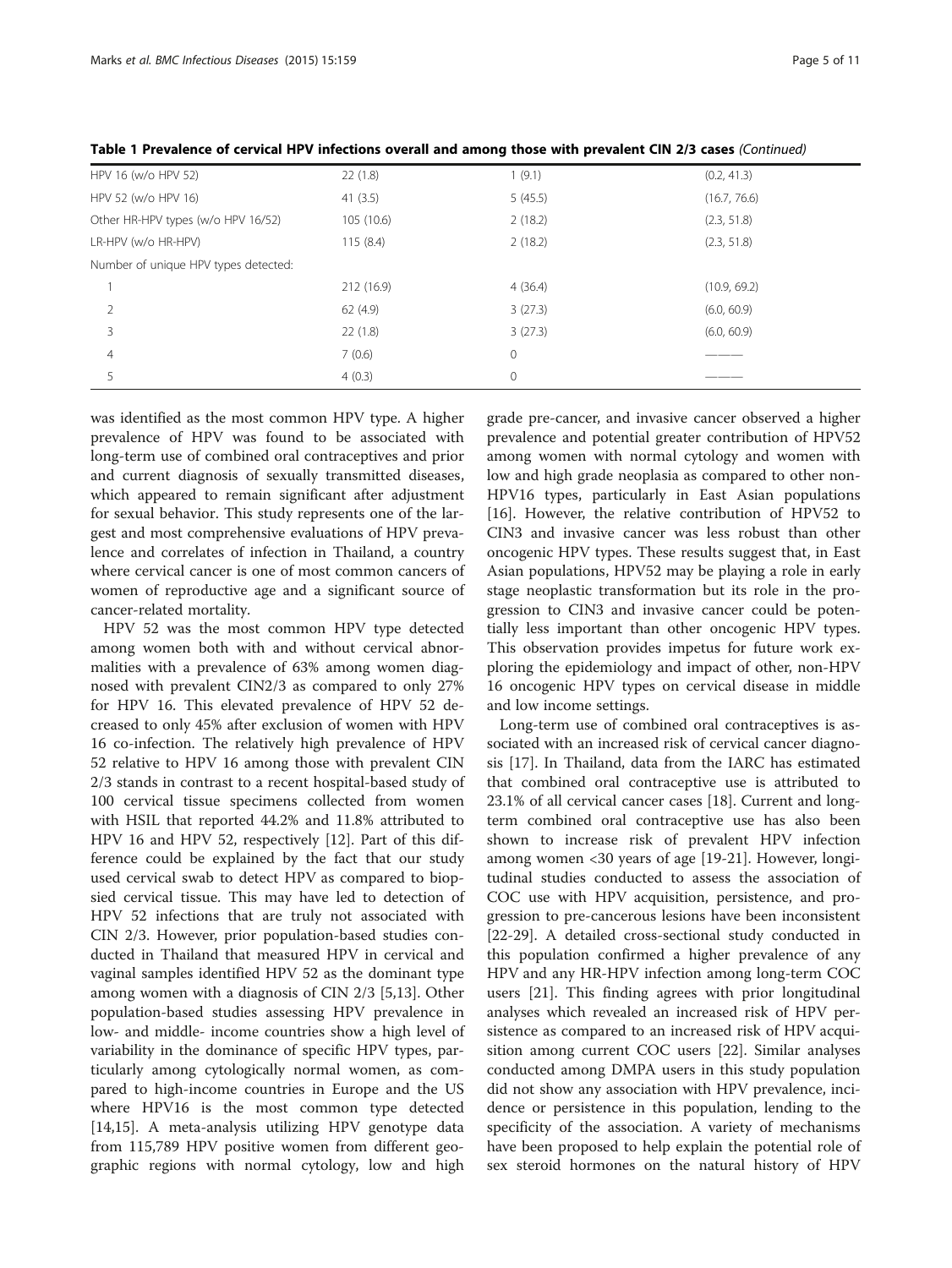**Table 1 Prevalence of cervical HPV infections overall and among those with prevalent CIN 2/3 cases** *(Continued)*

| | | | |
|---|---|---|---|
| HPV 16 (w/o HPV 52) | 22 (1.8) | 1 (9.1) | (0.2, 41.3) |
| HPV 52 (w/o HPV 16) | 41 (3.5) | 5 (45.5) | (16.7, 76.6) |
| Other HR-HPV types (w/o HPV 16/52) | 105 (10.6) | 2 (18.2) | (2.3, 51.8) |
| LR-HPV (w/o HR-HPV) | 115 (8.4) | 2 (18.2) | (2.3, 51.8) |
| Number of unique HPV types detected: | | | |
| 1 | 212 (16.9) | 4 (36.4) | (10.9, 69.2) |
| 2 | 62 (4.9) | 3 (27.3) | (6.0, 60.9) |
| 3 | 22 (1.8) | 3 (27.3) | (6.0, 60.9) |
| 4 | 7 (0.6) | 0 | ——— |
| 5 | 4 (0.3) | 0 | ——— |

was identified as the most common HPV type. A higher prevalence of HPV was found to be associated with long-term use of combined oral contraceptives and prior and current diagnosis of sexually transmitted diseases, which appeared to remain significant after adjustment for sexual behavior. This study represents one of the largest and most comprehensive evaluations of HPV prevalence and correlates of infection in Thailand, a country where cervical cancer is one of most common cancers of women of reproductive age and a significant source of cancer-related mortality.

HPV 52 was the most common HPV type detected among women both with and without cervical abnormalities with a prevalence of 63% among women diagnosed with prevalent CIN2/3 as compared to only 27% for HPV 16. This elevated prevalence of HPV 52 decreased to only 45% after exclusion of women with HPV 16 co-infection. The relatively high prevalence of HPV 52 relative to HPV 16 among those with prevalent CIN 2/3 stands in contrast to a recent hospital-based study of 100 cervical tissue specimens collected from women with HSIL that reported 44.2% and 11.8% attributed to HPV 16 and HPV 52, respectively [12]. Part of this difference could be explained by the fact that our study used cervical swab to detect HPV as compared to biopsied cervical tissue. This may have led to detection of HPV 52 infections that are truly not associated with CIN 2/3. However, prior population-based studies conducted in Thailand that measured HPV in cervical and vaginal samples identified HPV 52 as the dominant type among women with a diagnosis of CIN 2/3 [5,13]. Other population-based studies assessing HPV prevalence in low- and middle- income countries show a high level of variability in the dominance of specific HPV types, particularly among cytologically normal women, as compared to high-income countries in Europe and the US where HPV16 is the most common type detected [14,15]. A meta-analysis utilizing HPV genotype data from 115,789 HPV positive women from different geographic regions with normal cytology, low and high grade pre-cancer, and invasive cancer observed a higher prevalence and potential greater contribution of HPV52 among women with normal cytology and women with low and high grade neoplasia as compared to other non-HPV16 types, particularly in East Asian populations [16]. However, the relative contribution of HPV52 to CIN3 and invasive cancer was less robust than other oncogenic HPV types. These results suggest that, in East Asian populations, HPV52 may be playing a role in early stage neoplastic transformation but its role in the progression to CIN3 and invasive cancer could be potentially less important than other oncogenic HPV types. This observation provides impetus for future work exploring the epidemiology and impact of other, non-HPV 16 oncogenic HPV types on cervical disease in middle and low income settings.

Long-term use of combined oral contraceptives is associated with an increased risk of cervical cancer diagnosis [17]. In Thailand, data from the IARC has estimated that combined oral contraceptive use is attributed to 23.1% of all cervical cancer cases [18]. Current and long-term combined oral contraceptive use has also been shown to increase risk of prevalent HPV infection among women <30 years of age [19-21]. However, longitudinal studies conducted to assess the association of COC use with HPV acquisition, persistence, and progression to pre-cancerous lesions have been inconsistent [22-29]. A detailed cross-sectional study conducted in this population confirmed a higher prevalence of any HPV and any HR-HPV infection among long-term COC users [21]. This finding agrees with prior longitudinal analyses which revealed an increased risk of HPV persistence as compared to an increased risk of HPV acquisition among current COC users [22]. Similar analyses conducted among DMPA users in this study population did not show any association with HPV prevalence, incidence or persistence in this population, lending to the specificity of the association. A variety of mechanisms have been proposed to help explain the potential role of sex steroid hormones on the natural history of HPV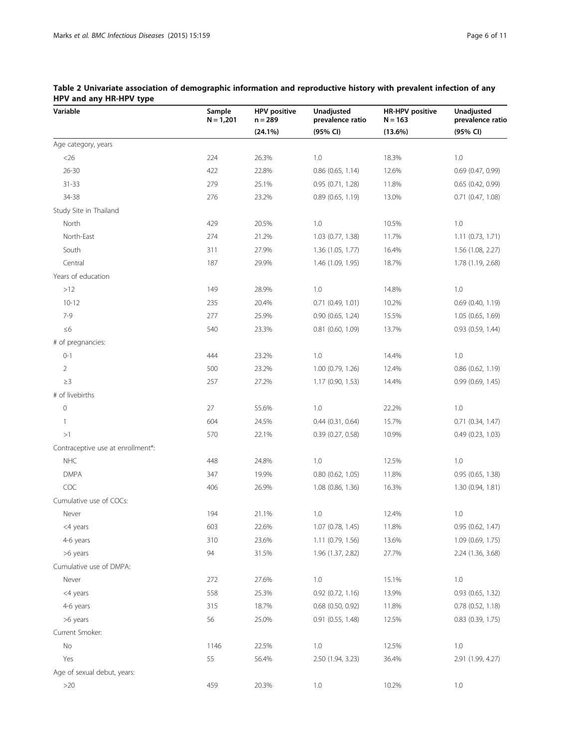**Table 2 Univariate association of demographic information and reproductive history with prevalent infection of any HPV and any HR-HPV type**

| Variable | Sample N = 1,201 | HPV positive n = 289 (24.1%) | Unadjusted prevalence ratio (95% CI) | HR-HPV positive N = 163 (13.6%) | Unadjusted prevalence ratio (95% CI) |
|---|---|---|---|---|---|
| Age category, years | | | | | |
| <26 | 224 | 26.3% | 1.0 | 18.3% | 1.0 |
| 26-30 | 422 | 22.8% | 0.86 (0.65, 1.14) | 12.6% | 0.69 (0.47, 0.99) |
| 31-33 | 279 | 25.1% | 0.95 (0.71, 1.28) | 11.8% | 0.65 (0.42, 0.99) |
| 34-38 | 276 | 23.2% | 0.89 (0.65, 1.19) | 13.0% | 0.71 (0.47, 1.08) |
| Study Site in Thailand | | | | | |
| North | 429 | 20.5% | 1.0 | 10.5% | 1.0 |
| North-East | 274 | 21.2% | 1.03 (0.77, 1.38) | 11.7% | 1.11 (0.73, 1.71) |
| South | 311 | 27.9% | 1.36 (1.05, 1.77) | 16.4% | 1.56 (1.08, 2.27) |
| Central | 187 | 29.9% | 1.46 (1.09, 1.95) | 18.7% | 1.78 (1.19, 2.68) |
| Years of education | | | | | |
| >12 | 149 | 28.9% | 1.0 | 14.8% | 1.0 |
| 10-12 | 235 | 20.4% | 0.71 (0.49, 1.01) | 10.2% | 0.69 (0.40, 1.19) |
| 7-9 | 277 | 25.9% | 0.90 (0.65, 1.24) | 15.5% | 1.05 (0.65, 1.69) |
| ≤6 | 540 | 23.3% | 0.81 (0.60, 1.09) | 13.7% | 0.93 (0.59, 1.44) |
| # of pregnancies: | | | | | |
| 0-1 | 444 | 23.2% | 1.0 | 14.4% | 1.0 |
| 2 | 500 | 23.2% | 1.00 (0.79, 1.26) | 12.4% | 0.86 (0.62, 1.19) |
| ≥3 | 257 | 27.2% | 1.17 (0.90, 1.53) | 14.4% | 0.99 (0.69, 1.45) |
| # of livebirths | | | | | |
| 0 | 27 | 55.6% | 1.0 | 22.2% | 1.0 |
| 1 | 604 | 24.5% | 0.44 (0.31, 0.64) | 15.7% | 0.71 (0.34, 1.47) |
| >1 | 570 | 22.1% | 0.39 (0.27, 0.58) | 10.9% | 0.49 (0.23, 1.03) |
| Contraceptive use at enrollment*: | | | | | |
| NHC | 448 | 24.8% | 1.0 | 12.5% | 1.0 |
| DMPA | 347 | 19.9% | 0.80 (0.62, 1.05) | 11.8% | 0.95 (0.65, 1.38) |
| COC | 406 | 26.9% | 1.08 (0.86, 1.36) | 16.3% | 1.30 (0.94, 1.81) |
| Cumulative use of COCs: | | | | | |
| Never | 194 | 21.1% | 1.0 | 12.4% | 1.0 |
| <4 years | 603 | 22.6% | 1.07 (0.78, 1.45) | 11.8% | 0.95 (0.62, 1.47) |
| 4-6 years | 310 | 23.6% | 1.11 (0.79, 1.56) | 13.6% | 1.09 (0.69, 1.75) |
| >6 years | 94 | 31.5% | 1.96 (1.37, 2.82) | 27.7% | 2.24 (1.36, 3.68) |
| Cumulative use of DMPA: | | | | | |
| Never | 272 | 27.6% | 1.0 | 15.1% | 1.0 |
| <4 years | 558 | 25.3% | 0.92 (0.72, 1.16) | 13.9% | 0.93 (0.65, 1.32) |
| 4-6 years | 315 | 18.7% | 0.68 (0.50, 0.92) | 11.8% | 0.78 (0.52, 1.18) |
| >6 years | 56 | 25.0% | 0.91 (0.55, 1.48) | 12.5% | 0.83 (0.39, 1.75) |
| Current Smoker: | | | | | |
| No | 1146 | 22.5% | 1.0 | 12.5% | 1.0 |
| Yes | 55 | 56.4% | 2.50 (1.94, 3.23) | 36.4% | 2.91 (1.99, 4.27) |
| Age of sexual debut, years: | | | | | |
| >20 | 459 | 20.3% | 1.0 | 10.2% | 1.0 |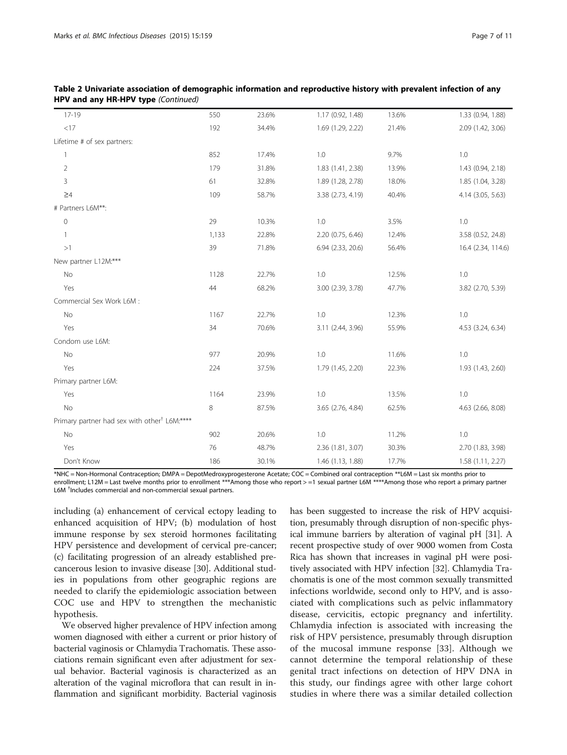**Table 2 Univariate association of demographic information and reproductive history with prevalent infection of any HPV and any HR-HPV type** *(Continued)*

| | | | | | |
|---|---|---|---|---|---|
| 17-19 | 550 | 23.6% | 1.17 (0.92, 1.48) | 13.6% | 1.33 (0.94, 1.88) |
| <17 | 192 | 34.4% | 1.69 (1.29, 2.22) | 21.4% | 2.09 (1.42, 3.06) |
| Lifetime # of sex partners: | | | | | |
| 1 | 852 | 17.4% | 1.0 | 9.7% | 1.0 |
| 2 | 179 | 31.8% | 1.83 (1.41, 2.38) | 13.9% | 1.43 (0.94, 2.18) |
| 3 | 61 | 32.8% | 1.89 (1.28, 2.78) | 18.0% | 1.85 (1.04, 3.28) |
| ≥4 | 109 | 58.7% | 3.38 (2.73, 4.19) | 40.4% | 4.14 (3.05, 5.63) |
| # Partners L6M**: | | | | | |
| 0 | 29 | 10.3% | 1.0 | 3.5% | 1.0 |
| 1 | 1,133 | 22.8% | 2.20 (0.75, 6.46) | 12.4% | 3.58 (0.52, 24.8) |
| >1 | 39 | 71.8% | 6.94 (2.33, 20.6) | 56.4% | 16.4 (2.34, 114.6) |
| New partner L12M:*** | | | | | |
| No | 1128 | 22.7% | 1.0 | 12.5% | 1.0 |
| Yes | 44 | 68.2% | 3.00 (2.39, 3.78) | 47.7% | 3.82 (2.70, 5.39) |
| Commercial Sex Work L6M : | | | | | |
| No | 1167 | 22.7% | 1.0 | 12.3% | 1.0 |
| Yes | 34 | 70.6% | 3.11 (2.44, 3.96) | 55.9% | 4.53 (3.24, 6.34) |
| Condom use L6M: | | | | | |
| No | 977 | 20.9% | 1.0 | 11.6% | 1.0 |
| Yes | 224 | 37.5% | 1.79 (1.45, 2.20) | 22.3% | 1.93 (1.43, 2.60) |
| Primary partner L6M: | | | | | |
| Yes | 1164 | 23.9% | 1.0 | 13.5% | 1.0 |
| No | 8 | 87.5% | 3.65 (2.76, 4.84) | 62.5% | 4.63 (2.66, 8.08) |
| Primary partner had sex with other[†] L6M:**** | | | | | |
| No | 902 | 20.6% | 1.0 | 11.2% | 1.0 |
| Yes | 76 | 48.7% | 2.36 (1.81, 3.07) | 30.3% | 2.70 (1.83, 3.98) |
| Don't Know | 186 | 30.1% | 1.46 (1.13, 1.88) | 17.7% | 1.58 (1.11, 2.27) |

*NHC = Non-Hormonal Contraception; DMPA = DepotMedroxyprogesterone Acetate; COC = Combined oral contraception **L6M = Last six months prior to enrollment; L12M = Last twelve months prior to enrollment ***Among those who report > =1 sexual partner L6M ****Among those who report a primary partner L6M [†]Includes commercial and non-commercial sexual partners.

including (a) enhancement of cervical ectopy leading to enhanced acquisition of HPV; (b) modulation of host immune response by sex steroid hormones facilitating HPV persistence and development of cervical pre-cancer; (c) facilitating progression of an already established precancerous lesion to invasive disease [30]. Additional studies in populations from other geographic regions are needed to clarify the epidemiologic association between COC use and HPV to strengthen the mechanistic hypothesis.

We observed higher prevalence of HPV infection among women diagnosed with either a current or prior history of bacterial vaginosis or Chlamydia Trachomatis. These associations remain significant even after adjustment for sexual behavior. Bacterial vaginosis is characterized as an alteration of the vaginal microflora that can result in inflammation and significant morbidity. Bacterial vaginosis has been suggested to increase the risk of HPV acquisition, presumably through disruption of non-specific physical immune barriers by alteration of vaginal pH [31]. A recent prospective study of over 9000 women from Costa Rica has shown that increases in vaginal pH were positively associated with HPV infection [32]. Chlamydia Trachomatis is one of the most common sexually transmitted infections worldwide, second only to HPV, and is associated with complications such as pelvic inflammatory disease, cervicitis, ectopic pregnancy and infertility. Chlamydia infection is associated with increasing the risk of HPV persistence, presumably through disruption of the mucosal immune response [33]. Although we cannot determine the temporal relationship of these genital tract infections on detection of HPV DNA in this study, our findings agree with other large cohort studies in where there was a similar detailed collection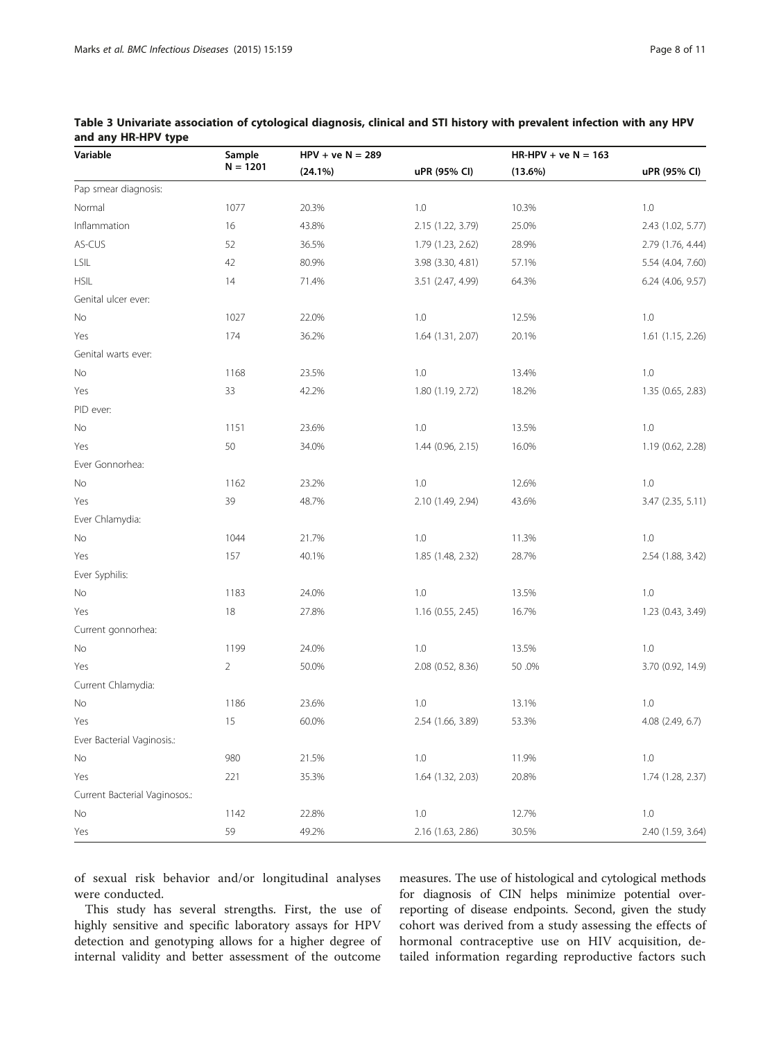**Table 3 Univariate association of cytological diagnosis, clinical and STI history with prevalent infection with any HPV and any HR-HPV type**

| Variable | Sample N = 1201 | HPV + ve N = 289 (24.1%) | uPR (95% CI) | HR-HPV + ve N = 163 (13.6%) | uPR (95% CI) |
|---|---|---|---|---|---|
| Pap smear diagnosis: | | | | | |
| Normal | 1077 | 20.3% | 1.0 | 10.3% | 1.0 |
| Inflammation | 16 | 43.8% | 2.15 (1.22, 3.79) | 25.0% | 2.43 (1.02, 5.77) |
| AS-CUS | 52 | 36.5% | 1.79 (1.23, 2.62) | 28.9% | 2.79 (1.76, 4.44) |
| LSIL | 42 | 80.9% | 3.98 (3.30, 4.81) | 57.1% | 5.54 (4.04, 7.60) |
| HSIL | 14 | 71.4% | 3.51 (2.47, 4.99) | 64.3% | 6.24 (4.06, 9.57) |
| Genital ulcer ever: | | | | | |
| No | 1027 | 22.0% | 1.0 | 12.5% | 1.0 |
| Yes | 174 | 36.2% | 1.64 (1.31, 2.07) | 20.1% | 1.61 (1.15, 2.26) |
| Genital warts ever: | | | | | |
| No | 1168 | 23.5% | 1.0 | 13.4% | 1.0 |
| Yes | 33 | 42.2% | 1.80 (1.19, 2.72) | 18.2% | 1.35 (0.65, 2.83) |
| PID ever: | | | | | |
| No | 1151 | 23.6% | 1.0 | 13.5% | 1.0 |
| Yes | 50 | 34.0% | 1.44 (0.96, 2.15) | 16.0% | 1.19 (0.62, 2.28) |
| Ever Gonnorhea: | | | | | |
| No | 1162 | 23.2% | 1.0 | 12.6% | 1.0 |
| Yes | 39 | 48.7% | 2.10 (1.49, 2.94) | 43.6% | 3.47 (2.35, 5.11) |
| Ever Chlamydia: | | | | | |
| No | 1044 | 21.7% | 1.0 | 11.3% | 1.0 |
| Yes | 157 | 40.1% | 1.85 (1.48, 2.32) | 28.7% | 2.54 (1.88, 3.42) |
| Ever Syphilis: | | | | | |
| No | 1183 | 24.0% | 1.0 | 13.5% | 1.0 |
| Yes | 18 | 27.8% | 1.16 (0.55, 2.45) | 16.7% | 1.23 (0.43, 3.49) |
| Current gonnorhea: | | | | | |
| No | 1199 | 24.0% | 1.0 | 13.5% | 1.0 |
| Yes | 2 | 50.0% | 2.08 (0.52, 8.36) | 50 .0% | 3.70 (0.92, 14.9) |
| Current Chlamydia: | | | | | |
| No | 1186 | 23.6% | 1.0 | 13.1% | 1.0 |
| Yes | 15 | 60.0% | 2.54 (1.66, 3.89) | 53.3% | 4.08 (2.49, 6.7) |
| Ever Bacterial Vaginosis.: | | | | | |
| No | 980 | 21.5% | 1.0 | 11.9% | 1.0 |
| Yes | 221 | 35.3% | 1.64 (1.32, 2.03) | 20.8% | 1.74 (1.28, 2.37) |
| Current Bacterial Vaginosos.: | | | | | |
| No | 1142 | 22.8% | 1.0 | 12.7% | 1.0 |
| Yes | 59 | 49.2% | 2.16 (1.63, 2.86) | 30.5% | 2.40 (1.59, 3.64) |

of sexual risk behavior and/or longitudinal analyses were conducted.

This study has several strengths. First, the use of highly sensitive and specific laboratory assays for HPV detection and genotyping allows for a higher degree of internal validity and better assessment of the outcome measures. The use of histological and cytological methods for diagnosis of CIN helps minimize potential over-reporting of disease endpoints. Second, given the study cohort was derived from a study assessing the effects of hormonal contraceptive use on HIV acquisition, detailed information regarding reproductive factors such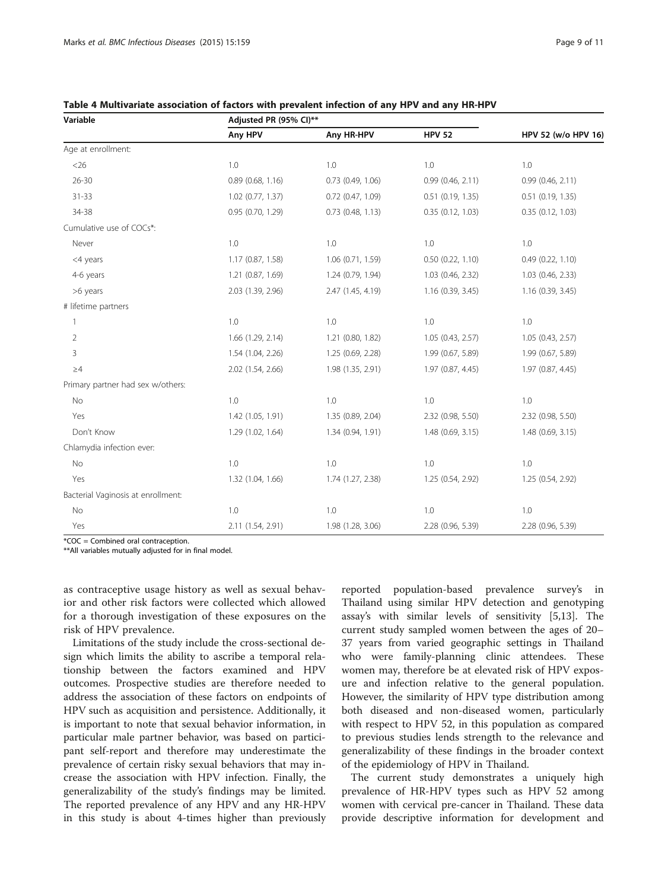**Table 4 Multivariate association of factors with prevalent infection of any HPV and any HR-HPV**

| Variable | Adjusted PR (95% CI)** | | | |
|---|---|---|---|---|
| | Any HPV | Any HR-HPV | HPV 52 | HPV 52 (w/o HPV 16) |
| Age at enrollment: | | | | |
| <26 | 1.0 | 1.0 | 1.0 | 1.0 |
| 26-30 | 0.89 (0.68, 1.16) | 0.73 (0.49, 1.06) | 0.99 (0.46, 2.11) | 0.99 (0.46, 2.11) |
| 31-33 | 1.02 (0.77, 1.37) | 0.72 (0.47, 1.09) | 0.51 (0.19, 1.35) | 0.51 (0.19, 1.35) |
| 34-38 | 0.95 (0.70, 1.29) | 0.73 (0.48, 1.13) | 0.35 (0.12, 1.03) | 0.35 (0.12, 1.03) |
| Cumulative use of COCs*: | | | | |
| Never | 1.0 | 1.0 | 1.0 | 1.0 |
| <4 years | 1.17 (0.87, 1.58) | 1.06 (0.71, 1.59) | 0.50 (0.22, 1.10) | 0.49 (0.22, 1.10) |
| 4-6 years | 1.21 (0.87, 1.69) | 1.24 (0.79, 1.94) | 1.03 (0.46, 2.32) | 1.03 (0.46, 2.33) |
| >6 years | 2.03 (1.39, 2.96) | 2.47 (1.45, 4.19) | 1.16 (0.39, 3.45) | 1.16 (0.39, 3.45) |
| # lifetime partners | | | | |
| 1 | 1.0 | 1.0 | 1.0 | 1.0 |
| 2 | 1.66 (1.29, 2.14) | 1.21 (0.80, 1.82) | 1.05 (0.43, 2.57) | 1.05 (0.43, 2.57) |
| 3 | 1.54 (1.04, 2.26) | 1.25 (0.69, 2.28) | 1.99 (0.67, 5.89) | 1.99 (0.67, 5.89) |
| ≥4 | 2.02 (1.54, 2.66) | 1.98 (1.35, 2.91) | 1.97 (0.87, 4.45) | 1.97 (0.87, 4.45) |
| Primary partner had sex w/others: | | | | |
| No | 1.0 | 1.0 | 1.0 | 1.0 |
| Yes | 1.42 (1.05, 1.91) | 1.35 (0.89, 2.04) | 2.32 (0.98, 5.50) | 2.32 (0.98, 5.50) |
| Don't Know | 1.29 (1.02, 1.64) | 1.34 (0.94, 1.91) | 1.48 (0.69, 3.15) | 1.48 (0.69, 3.15) |
| Chlamydia infection ever: | | | | |
| No | 1.0 | 1.0 | 1.0 | 1.0 |
| Yes | 1.32 (1.04, 1.66) | 1.74 (1.27, 2.38) | 1.25 (0.54, 2.92) | 1.25 (0.54, 2.92) |
| Bacterial Vaginosis at enrollment: | | | | |
| No | 1.0 | 1.0 | 1.0 | 1.0 |
| Yes | 2.11 (1.54, 2.91) | 1.98 (1.28, 3.06) | 2.28 (0.96, 5.39) | 2.28 (0.96, 5.39) |

*COC = Combined oral contraception.
**All variables mutually adjusted for in final model.

as contraceptive usage history as well as sexual behavior and other risk factors were collected which allowed for a thorough investigation of these exposures on the risk of HPV prevalence.

Limitations of the study include the cross-sectional design which limits the ability to ascribe a temporal relationship between the factors examined and HPV outcomes. Prospective studies are therefore needed to address the association of these factors on endpoints of HPV such as acquisition and persistence. Additionally, it is important to note that sexual behavior information, in particular male partner behavior, was based on participant self-report and therefore may underestimate the prevalence of certain risky sexual behaviors that may increase the association with HPV infection. Finally, the generalizability of the study's findings may be limited. The reported prevalence of any HPV and any HR-HPV in this study is about 4-times higher than previously reported population-based prevalence survey's in Thailand using similar HPV detection and genotyping assay's with similar levels of sensitivity [5,13]. The current study sampled women between the ages of 20–37 years from varied geographic settings in Thailand who were family-planning clinic attendees. These women may, therefore be at elevated risk of HPV exposure and infection relative to the general population. However, the similarity of HPV type distribution among both diseased and non-diseased women, particularly with respect to HPV 52, in this population as compared to previous studies lends strength to the relevance and generalizability of these findings in the broader context of the epidemiology of HPV in Thailand.

The current study demonstrates a uniquely high prevalence of HR-HPV types such as HPV 52 among women with cervical pre-cancer in Thailand. These data provide descriptive information for development and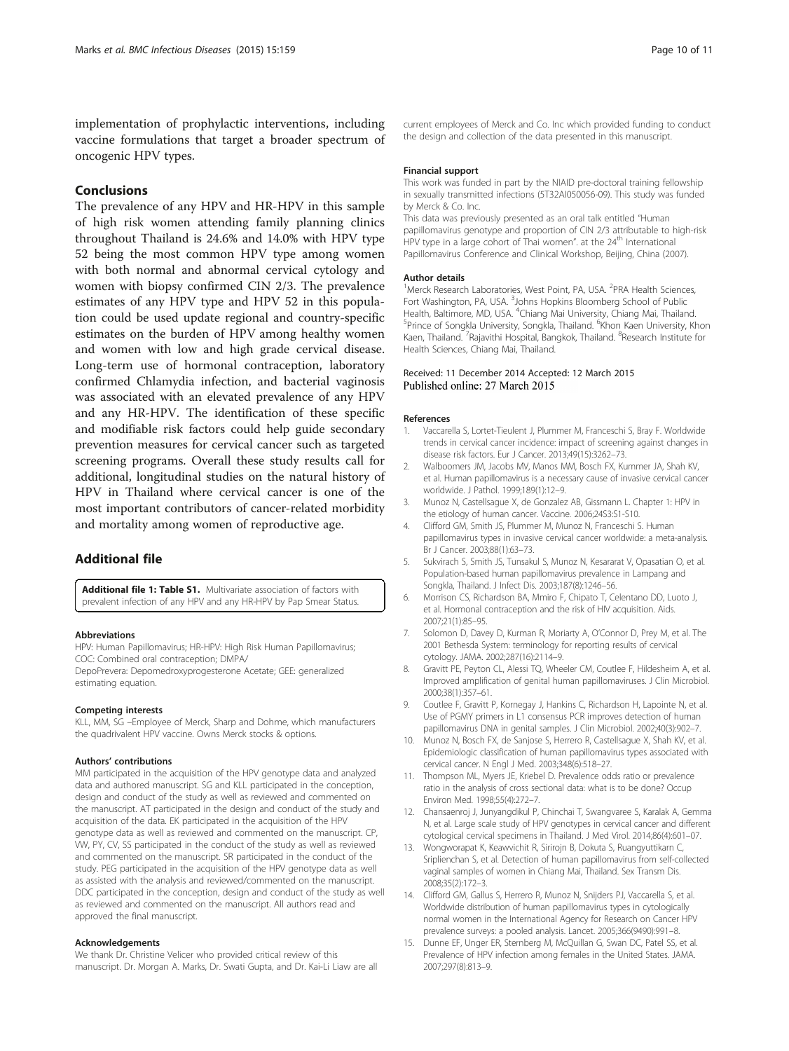implementation of prophylactic interventions, including vaccine formulations that target a broader spectrum of oncogenic HPV types.

## Conclusions

The prevalence of any HPV and HR-HPV in this sample of high risk women attending family planning clinics throughout Thailand is 24.6% and 14.0% with HPV type 52 being the most common HPV type among women with both normal and abnormal cervical cytology and women with biopsy confirmed CIN 2/3. The prevalence estimates of any HPV type and HPV 52 in this population could be used update regional and country-specific estimates on the burden of HPV among healthy women and women with low and high grade cervical disease. Long-term use of hormonal contraception, laboratory confirmed Chlamydia infection, and bacterial vaginosis was associated with an elevated prevalence of any HPV and any HR-HPV. The identification of these specific and modifiable risk factors could help guide secondary prevention measures for cervical cancer such as targeted screening programs. Overall these study results call for additional, longitudinal studies on the natural history of HPV in Thailand where cervical cancer is one of the most important contributors of cancer-related morbidity and mortality among women of reproductive age.

## Additional file

**Additional file 1: Table S1.** Multivariate association of factors with prevalent infection of any HPV and any HR-HPV by Pap Smear Status.

#### Abbreviations

HPV: Human Papillomavirus; HR-HPV: High Risk Human Papillomavirus; COC: Combined oral contraception; DMPA/ DepoPrevera: Depomedroxyprogesterone Acetate; GEE: generalized estimating equation.

#### Competing interests

KLL, MM, SG –Employee of Merck, Sharp and Dohme, which manufacturers the quadrivalent HPV vaccine. Owns Merck stocks & options.

#### Authors' contributions

MM participated in the acquisition of the HPV genotype data and analyzed data and authored manuscript. SG and KLL participated in the conception, design and conduct of the study as well as reviewed and commented on the manuscript. AT participated in the design and conduct of the study and acquisition of the data. EK participated in the acquisition of the HPV genotype data as well as reviewed and commented on the manuscript. CP, VW, PY, CV, SS participated in the conduct of the study as well as reviewed and commented on the manuscript. SR participated in the conduct of the study. PEG participated in the acquisition of the HPV genotype data as well as assisted with the analysis and reviewed/commented on the manuscript. DDC participated in the conception, design and conduct of the study as well as reviewed and commented on the manuscript. All authors read and approved the final manuscript.

#### Acknowledgements

We thank Dr. Christine Velicer who provided critical review of this manuscript. Dr. Morgan A. Marks, Dr. Swati Gupta, and Dr. Kai-Li Liaw are all current employees of Merck and Co. Inc which provided funding to conduct the design and collection of the data presented in this manuscript.

#### Financial support

This work was funded in part by the NIAID pre-doctoral training fellowship in sexually transmitted infections (5T32AI050056-09). This study was funded by Merck & Co. Inc.

This data was previously presented as an oral talk entitled "Human papillomavirus genotype and proportion of CIN 2/3 attributable to high-risk HPV type in a large cohort of Thai women". at the 24th International Papillomavirus Conference and Clinical Workshop, Beijing, China (2007).

#### Author details

[1]Merck Research Laboratories, West Point, PA, USA. [2]PRA Health Sciences, Fort Washington, PA, USA. [3]Johns Hopkins Bloomberg School of Public Health, Baltimore, MD, USA. [4]Chiang Mai University, Chiang Mai, Thailand. [5]Prince of Songkla University, Songkla, Thailand. [6]Khon Kaen University, Khon Kaen, Thailand. [7]Rajavithi Hospital, Bangkok, Thailand. [8]Research Institute for Health Sciences, Chiang Mai, Thailand.

Received: 11 December 2014 Accepted: 12 March 2015
Published online: 27 March 2015

#### References

1. Vaccarella S, Lortet-Tieulent J, Plummer M, Franceschi S, Bray F. Worldwide trends in cervical cancer incidence: impact of screening against changes in disease risk factors. Eur J Cancer. 2013;49(15):3262–73.
2. Walboomers JM, Jacobs MV, Manos MM, Bosch FX, Kummer JA, Shah KV, et al. Human papillomavirus is a necessary cause of invasive cervical cancer worldwide. J Pathol. 1999;189(1):12–9.
3. Munoz N, Castellsague X, de Gonzalez AB, Gissmann L. Chapter 1: HPV in the etiology of human cancer. Vaccine. 2006;24S3:S1-S10.
4. Clifford GM, Smith JS, Plummer M, Munoz N, Franceschi S. Human papillomavirus types in invasive cervical cancer worldwide: a meta-analysis. Br J Cancer. 2003;88(1):63–73.
5. Sukvirach S, Smith JS, Tunsakul S, Munoz N, Kesararat V, Opasatian O, et al. Population-based human papillomavirus prevalence in Lampang and Songkla, Thailand. J Infect Dis. 2003;187(8):1246–56.
6. Morrison CS, Richardson BA, Mmiro F, Chipato T, Celentano DD, Luoto J, et al. Hormonal contraception and the risk of HIV acquisition. Aids. 2007;21(1):85–95.
7. Solomon D, Davey D, Kurman R, Moriarty A, O'Connor D, Prey M, et al. The 2001 Bethesda System: terminology for reporting results of cervical cytology. JAMA. 2002;287(16):2114–9.
8. Gravitt PE, Peyton CL, Alessi TQ, Wheeler CM, Coutlee F, Hildesheim A, et al. Improved amplification of genital human papillomaviruses. J Clin Microbiol. 2000;38(1):357–61.
9. Coutlee F, Gravitt P, Kornegay J, Hankins C, Richardson H, Lapointe N, et al. Use of PGMY primers in L1 consensus PCR improves detection of human papillomavirus DNA in genital samples. J Clin Microbiol. 2002;40(3):902–7.
10. Munoz N, Bosch FX, de Sanjose S, Herrero R, Castellsague X, Shah KV, et al. Epidemiologic classification of human papillomavirus types associated with cervical cancer. N Engl J Med. 2003;348(6):518–27.
11. Thompson ML, Myers JE, Kriebel D. Prevalence odds ratio or prevalence ratio in the analysis of cross sectional data: what is to be done? Occup Environ Med. 1998;55(4):272–7.
12. Chansaenroj J, Junyangdikul P, Chinchai T, Swangvaree S, Karalak A, Gemma N, et al. Large scale study of HPV genotypes in cervical cancer and different cytological cervical specimens in Thailand. J Med Virol. 2014;86(4):601–07.
13. Wongworapat K, Keawvichit R, Sirirojn B, Dokuta S, Ruangyuttikarn C, Sriplienchan S, et al. Detection of human papillomavirus from self-collected vaginal samples of women in Chiang Mai, Thailand. Sex Transm Dis. 2008;35(2):172–3.
14. Clifford GM, Gallus S, Herrero R, Munoz N, Snijders PJ, Vaccarella S, et al. Worldwide distribution of human papillomavirus types in cytologically normal women in the International Agency for Research on Cancer HPV prevalence surveys: a pooled analysis. Lancet. 2005;366(9490):991–8.
15. Dunne EF, Unger ER, Sternberg M, McQuillan G, Swan DC, Patel SS, et al. Prevalence of HPV infection among females in the United States. JAMA. 2007;297(8):813–9.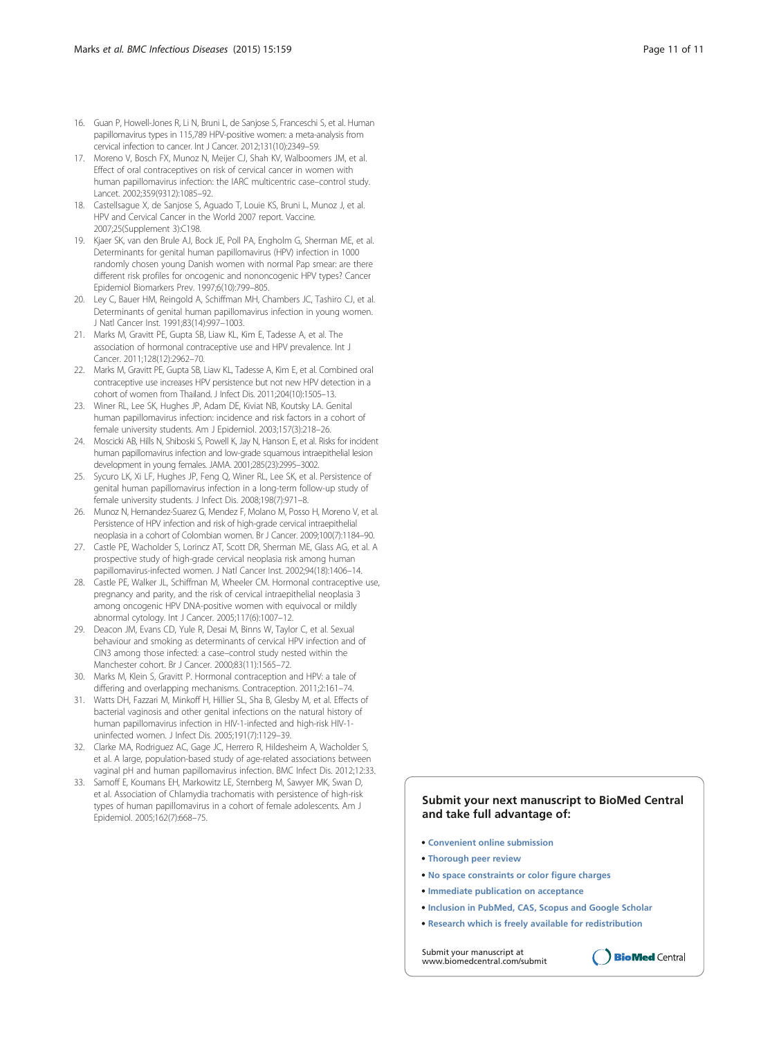16. Guan P, Howell-Jones R, Li N, Bruni L, de Sanjose S, Franceschi S, et al. Human papillomavirus types in 115,789 HPV-positive women: a meta-analysis from cervical infection to cancer. Int J Cancer. 2012;131(10):2349–59.
17. Moreno V, Bosch FX, Munoz N, Meijer CJ, Shah KV, Walboomers JM, et al. Effect of oral contraceptives on risk of cervical cancer in women with human papillomavirus infection: the IARC multicentric case–control study. Lancet. 2002;359(9312):1085–92.
18. Castellsague X, de Sanjose S, Aguado T, Louie KS, Bruni L, Munoz J, et al. HPV and Cervical Cancer in the World 2007 report. Vaccine. 2007;25(Supplement 3):C198.
19. Kjaer SK, van den Brule AJ, Bock JE, Poll PA, Engholm G, Sherman ME, et al. Determinants for genital human papillomavirus (HPV) infection in 1000 randomly chosen young Danish women with normal Pap smear: are there different risk profiles for oncogenic and nononcogenic HPV types? Cancer Epidemiol Biomarkers Prev. 1997;6(10):799–805.
20. Ley C, Bauer HM, Reingold A, Schiffman MH, Chambers JC, Tashiro CJ, et al. Determinants of genital human papillomavirus infection in young women. J Natl Cancer Inst. 1991;83(14):997–1003.
21. Marks M, Gravitt PE, Gupta SB, Liaw KL, Kim E, Tadesse A, et al. The association of hormonal contraceptive use and HPV prevalence. Int J Cancer. 2011;128(12):2962–70.
22. Marks M, Gravitt PE, Gupta SB, Liaw KL, Tadesse A, Kim E, et al. Combined oral contraceptive use increases HPV persistence but not new HPV detection in a cohort of women from Thailand. J Infect Dis. 2011;204(10):1505–13.
23. Winer RL, Lee SK, Hughes JP, Adam DE, Kiviat NB, Koutsky LA. Genital human papillomavirus infection: incidence and risk factors in a cohort of female university students. Am J Epidemiol. 2003;157(3):218–26.
24. Moscicki AB, Hills N, Shiboski S, Powell K, Jay N, Hanson E, et al. Risks for incident human papillomavirus infection and low-grade squamous intraepithelial lesion development in young females. JAMA. 2001;285(23):2995–3002.
25. Sycuro LK, Xi LF, Hughes JP, Feng Q, Winer RL, Lee SK, et al. Persistence of genital human papillomavirus infection in a long-term follow-up study of female university students. J Infect Dis. 2008;198(7):971–8.
26. Munoz N, Hernandez-Suarez G, Mendez F, Molano M, Posso H, Moreno V, et al. Persistence of HPV infection and risk of high-grade cervical intraepithelial neoplasia in a cohort of Colombian women. Br J Cancer. 2009;100(7):1184–90.
27. Castle PE, Wacholder S, Lorincz AT, Scott DR, Sherman ME, Glass AG, et al. A prospective study of high-grade cervical neoplasia risk among human papillomavirus-infected women. J Natl Cancer Inst. 2002;94(18):1406–14.
28. Castle PE, Walker JL, Schiffman M, Wheeler CM. Hormonal contraceptive use, pregnancy and parity, and the risk of cervical intraepithelial neoplasia 3 among oncogenic HPV DNA-positive women with equivocal or mildly abnormal cytology. Int J Cancer. 2005;117(6):1007–12.
29. Deacon JM, Evans CD, Yule R, Desai M, Binns W, Taylor C, et al. Sexual behaviour and smoking as determinants of cervical HPV infection and of CIN3 among those infected: a case–control study nested within the Manchester cohort. Br J Cancer. 2000;83(11):1565–72.
30. Marks M, Klein S, Gravitt P. Hormonal contraception and HPV: a tale of differing and overlapping mechanisms. Contraception. 2011;2:161–74.
31. Watts DH, Fazzari M, Minkoff H, Hillier SL, Sha B, Glesby M, et al. Effects of bacterial vaginosis and other genital infections on the natural history of human papillomavirus infection in HIV-1-infected and high-risk HIV-1-uninfected women. J Infect Dis. 2005;191(7):1129–39.
32. Clarke MA, Rodriguez AC, Gage JC, Herrero R, Hildesheim A, Wacholder S, et al. A large, population-based study of age-related associations between vaginal pH and human papillomavirus infection. BMC Infect Dis. 2012;12:33.
33. Samoff E, Koumans EH, Markowitz LE, Sternberg M, Sawyer MK, Swan D, et al. Association of Chlamydia trachomatis with persistence of high-risk types of human papillomavirus in a cohort of female adolescents. Am J Epidemiol. 2005;162(7):668–75.

**Submit your next manuscript to BioMed Central and take full advantage of:**

- **Convenient online submission**
- **Thorough peer review**
- **No space constraints or color figure charges**
- **Immediate publication on acceptance**
- **Inclusion in PubMed, CAS, Scopus and Google Scholar**
- **Research which is freely available for redistribution**

Submit your manuscript at
www.biomedcentral.com/submit

BioMed Central